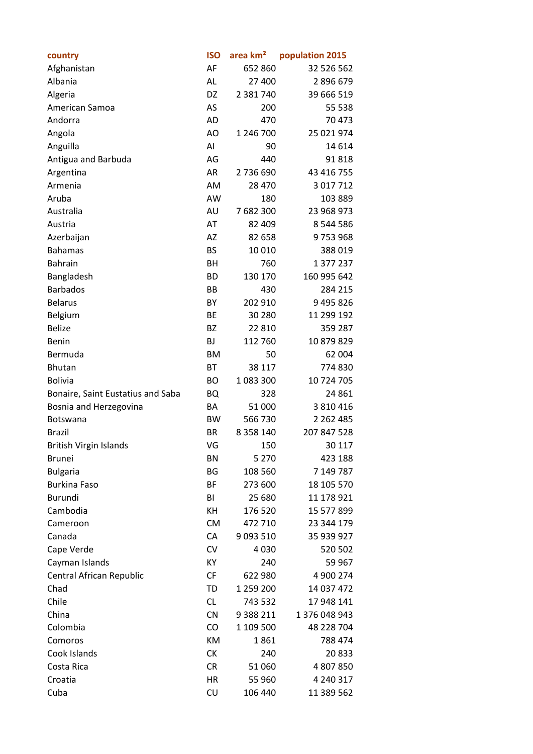| country | ISO | area km² | population 2015 |
|---|---|---|---|
| Afghanistan | AF | 652 860 | 32 526 562 |
| Albania | AL | 27 400 | 2 896 679 |
| Algeria | DZ | 2 381 740 | 39 666 519 |
| American Samoa | AS | 200 | 55 538 |
| Andorra | AD | 470 | 70 473 |
| Angola | AO | 1 246 700 | 25 021 974 |
| Anguilla | AI | 90 | 14 614 |
| Antigua and Barbuda | AG | 440 | 91 818 |
| Argentina | AR | 2 736 690 | 43 416 755 |
| Armenia | AM | 28 470 | 3 017 712 |
| Aruba | AW | 180 | 103 889 |
| Australia | AU | 7 682 300 | 23 968 973 |
| Austria | AT | 82 409 | 8 544 586 |
| Azerbaijan | AZ | 82 658 | 9 753 968 |
| Bahamas | BS | 10 010 | 388 019 |
| Bahrain | BH | 760 | 1 377 237 |
| Bangladesh | BD | 130 170 | 160 995 642 |
| Barbados | BB | 430 | 284 215 |
| Belarus | BY | 202 910 | 9 495 826 |
| Belgium | BE | 30 280 | 11 299 192 |
| Belize | BZ | 22 810 | 359 287 |
| Benin | BJ | 112 760 | 10 879 829 |
| Bermuda | BM | 50 | 62 004 |
| Bhutan | BT | 38 117 | 774 830 |
| Bolivia | BO | 1 083 300 | 10 724 705 |
| Bonaire, Saint Eustatius and Saba | BQ | 328 | 24 861 |
| Bosnia and Herzegovina | BA | 51 000 | 3 810 416 |
| Botswana | BW | 566 730 | 2 262 485 |
| Brazil | BR | 8 358 140 | 207 847 528 |
| British Virgin Islands | VG | 150 | 30 117 |
| Brunei | BN | 5 270 | 423 188 |
| Bulgaria | BG | 108 560 | 7 149 787 |
| Burkina Faso | BF | 273 600 | 18 105 570 |
| Burundi | BI | 25 680 | 11 178 921 |
| Cambodia | KH | 176 520 | 15 577 899 |
| Cameroon | CM | 472 710 | 23 344 179 |
| Canada | CA | 9 093 510 | 35 939 927 |
| Cape Verde | CV | 4 030 | 520 502 |
| Cayman Islands | KY | 240 | 59 967 |
| Central African Republic | CF | 622 980 | 4 900 274 |
| Chad | TD | 1 259 200 | 14 037 472 |
| Chile | CL | 743 532 | 17 948 141 |
| China | CN | 9 388 211 | 1 376 048 943 |
| Colombia | CO | 1 109 500 | 48 228 704 |
| Comoros | KM | 1 861 | 788 474 |
| Cook Islands | CK | 240 | 20 833 |
| Costa Rica | CR | 51 060 | 4 807 850 |
| Croatia | HR | 55 960 | 4 240 317 |
| Cuba | CU | 106 440 | 11 389 562 |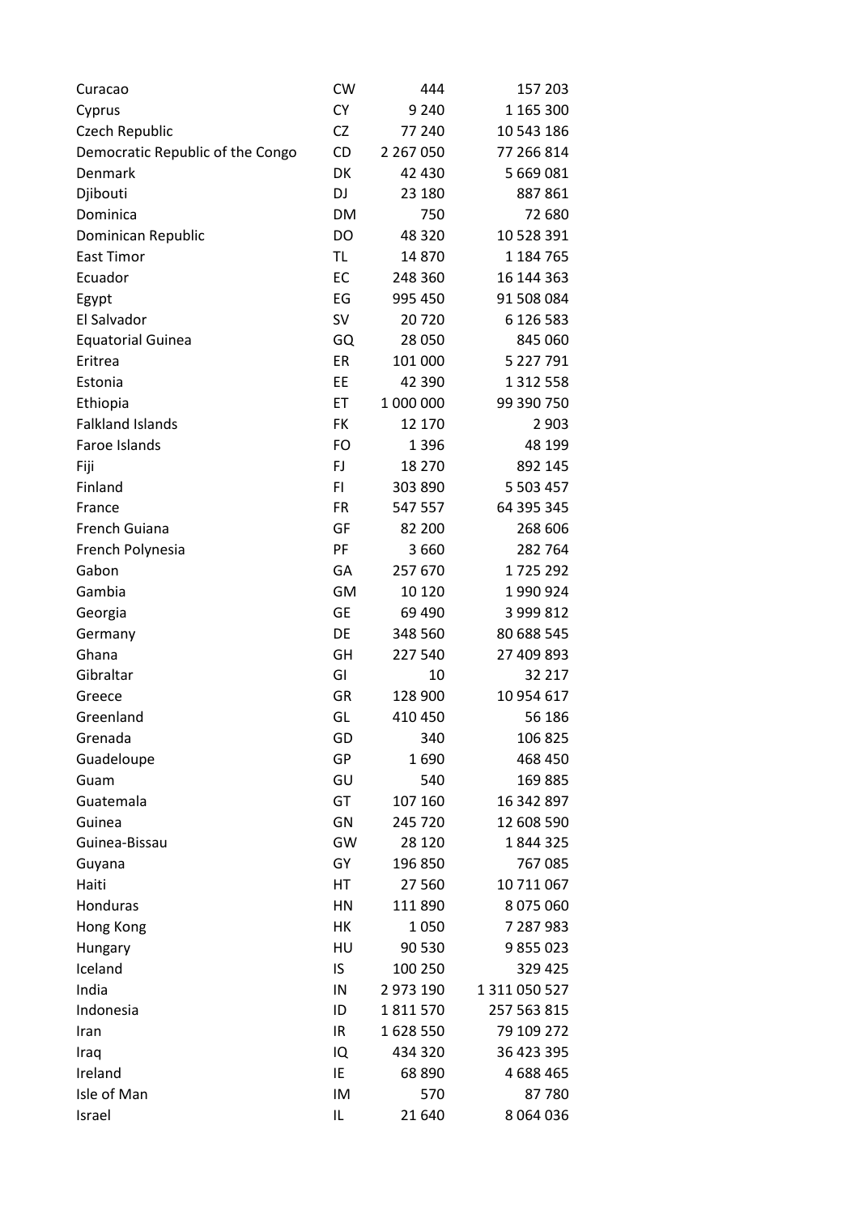| | | | |
|---|---|---|---|
| Curacao | CW | 444 | 157 203 |
| Cyprus | CY | 9 240 | 1 165 300 |
| Czech Republic | CZ | 77 240 | 10 543 186 |
| Democratic Republic of the Congo | CD | 2 267 050 | 77 266 814 |
| Denmark | DK | 42 430 | 5 669 081 |
| Djibouti | DJ | 23 180 | 887 861 |
| Dominica | DM | 750 | 72 680 |
| Dominican Republic | DO | 48 320 | 10 528 391 |
| East Timor | TL | 14 870 | 1 184 765 |
| Ecuador | EC | 248 360 | 16 144 363 |
| Egypt | EG | 995 450 | 91 508 084 |
| El Salvador | SV | 20 720 | 6 126 583 |
| Equatorial Guinea | GQ | 28 050 | 845 060 |
| Eritrea | ER | 101 000 | 5 227 791 |
| Estonia | EE | 42 390 | 1 312 558 |
| Ethiopia | ET | 1 000 000 | 99 390 750 |
| Falkland Islands | FK | 12 170 | 2 903 |
| Faroe Islands | FO | 1 396 | 48 199 |
| Fiji | FJ | 18 270 | 892 145 |
| Finland | FI | 303 890 | 5 503 457 |
| France | FR | 547 557 | 64 395 345 |
| French Guiana | GF | 82 200 | 268 606 |
| French Polynesia | PF | 3 660 | 282 764 |
| Gabon | GA | 257 670 | 1 725 292 |
| Gambia | GM | 10 120 | 1 990 924 |
| Georgia | GE | 69 490 | 3 999 812 |
| Germany | DE | 348 560 | 80 688 545 |
| Ghana | GH | 227 540 | 27 409 893 |
| Gibraltar | GI | 10 | 32 217 |
| Greece | GR | 128 900 | 10 954 617 |
| Greenland | GL | 410 450 | 56 186 |
| Grenada | GD | 340 | 106 825 |
| Guadeloupe | GP | 1 690 | 468 450 |
| Guam | GU | 540 | 169 885 |
| Guatemala | GT | 107 160 | 16 342 897 |
| Guinea | GN | 245 720 | 12 608 590 |
| Guinea-Bissau | GW | 28 120 | 1 844 325 |
| Guyana | GY | 196 850 | 767 085 |
| Haiti | HT | 27 560 | 10 711 067 |
| Honduras | HN | 111 890 | 8 075 060 |
| Hong Kong | HK | 1 050 | 7 287 983 |
| Hungary | HU | 90 530 | 9 855 023 |
| Iceland | IS | 100 250 | 329 425 |
| India | IN | 2 973 190 | 1 311 050 527 |
| Indonesia | ID | 1 811 570 | 257 563 815 |
| Iran | IR | 1 628 550 | 79 109 272 |
| Iraq | IQ | 434 320 | 36 423 395 |
| Ireland | IE | 68 890 | 4 688 465 |
| Isle of Man | IM | 570 | 87 780 |
| Israel | IL | 21 640 | 8 064 036 |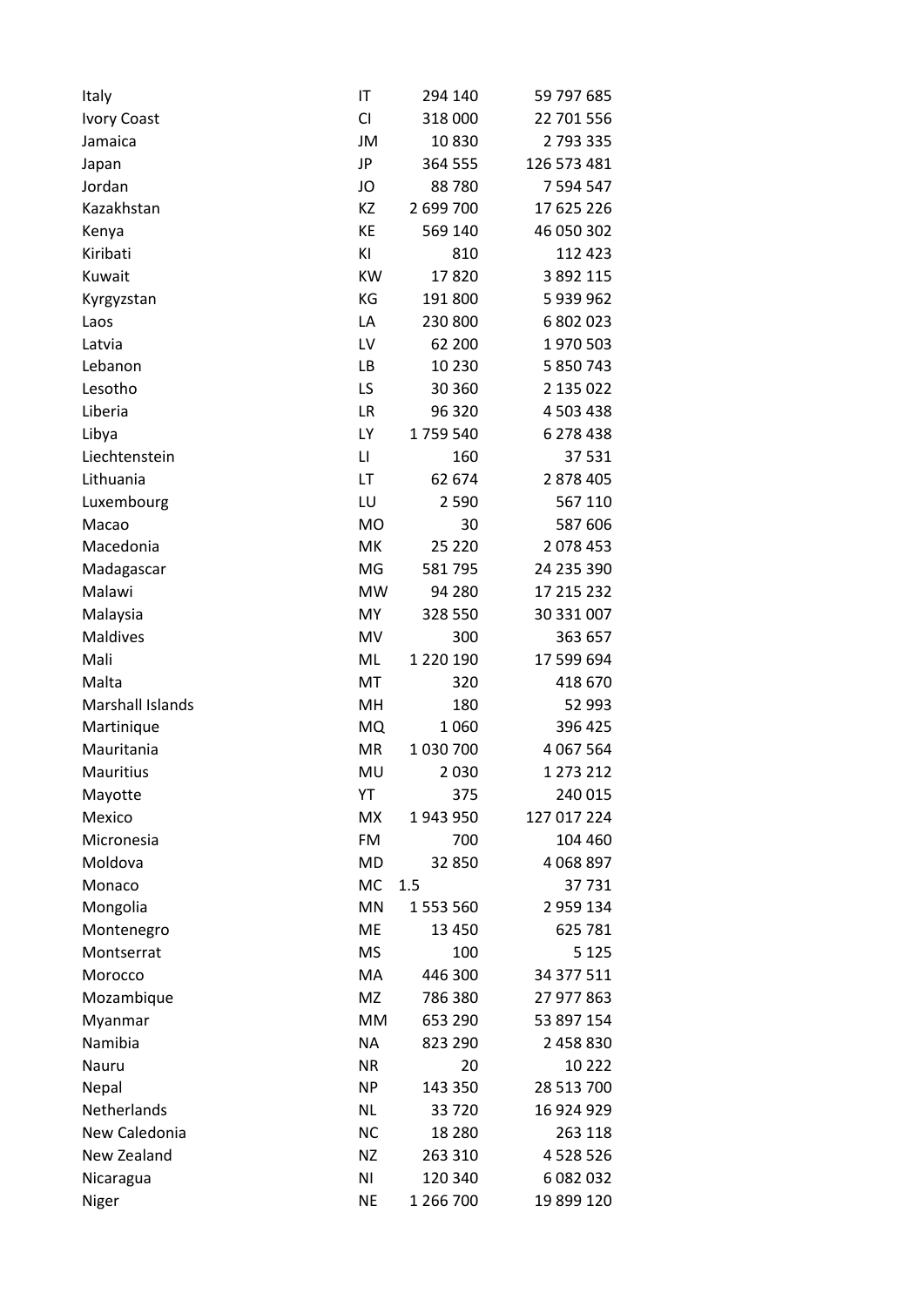| | | | |
|---|---|---|---|
| Italy | IT | 294 140 | 59 797 685 |
| Ivory Coast | CI | 318 000 | 22 701 556 |
| Jamaica | JM | 10 830 | 2 793 335 |
| Japan | JP | 364 555 | 126 573 481 |
| Jordan | JO | 88 780 | 7 594 547 |
| Kazakhstan | KZ | 2 699 700 | 17 625 226 |
| Kenya | KE | 569 140 | 46 050 302 |
| Kiribati | KI | 810 | 112 423 |
| Kuwait | KW | 17 820 | 3 892 115 |
| Kyrgyzstan | KG | 191 800 | 5 939 962 |
| Laos | LA | 230 800 | 6 802 023 |
| Latvia | LV | 62 200 | 1 970 503 |
| Lebanon | LB | 10 230 | 5 850 743 |
| Lesotho | LS | 30 360 | 2 135 022 |
| Liberia | LR | 96 320 | 4 503 438 |
| Libya | LY | 1 759 540 | 6 278 438 |
| Liechtenstein | LI | 160 | 37 531 |
| Lithuania | LT | 62 674 | 2 878 405 |
| Luxembourg | LU | 2 590 | 567 110 |
| Macao | MO | 30 | 587 606 |
| Macedonia | MK | 25 220 | 2 078 453 |
| Madagascar | MG | 581 795 | 24 235 390 |
| Malawi | MW | 94 280 | 17 215 232 |
| Malaysia | MY | 328 550 | 30 331 007 |
| Maldives | MV | 300 | 363 657 |
| Mali | ML | 1 220 190 | 17 599 694 |
| Malta | MT | 320 | 418 670 |
| Marshall Islands | MH | 180 | 52 993 |
| Martinique | MQ | 1 060 | 396 425 |
| Mauritania | MR | 1 030 700 | 4 067 564 |
| Mauritius | MU | 2 030 | 1 273 212 |
| Mayotte | YT | 375 | 240 015 |
| Mexico | MX | 1 943 950 | 127 017 224 |
| Micronesia | FM | 700 | 104 460 |
| Moldova | MD | 32 850 | 4 068 897 |
| Monaco | MC | 1.5 | 37 731 |
| Mongolia | MN | 1 553 560 | 2 959 134 |
| Montenegro | ME | 13 450 | 625 781 |
| Montserrat | MS | 100 | 5 125 |
| Morocco | MA | 446 300 | 34 377 511 |
| Mozambique | MZ | 786 380 | 27 977 863 |
| Myanmar | MM | 653 290 | 53 897 154 |
| Namibia | NA | 823 290 | 2 458 830 |
| Nauru | NR | 20 | 10 222 |
| Nepal | NP | 143 350 | 28 513 700 |
| Netherlands | NL | 33 720 | 16 924 929 |
| New Caledonia | NC | 18 280 | 263 118 |
| New Zealand | NZ | 263 310 | 4 528 526 |
| Nicaragua | NI | 120 340 | 6 082 032 |
| Niger | NE | 1 266 700 | 19 899 120 |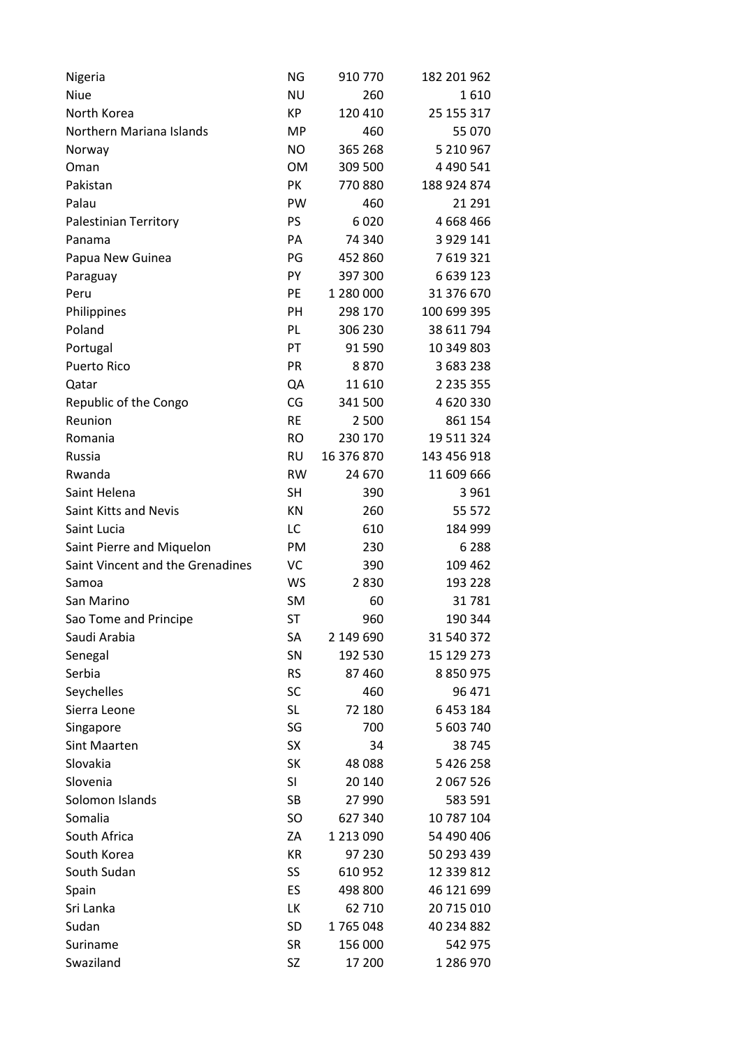| | | | |
|---|---|---|---|
| Nigeria | NG | 910 770 | 182 201 962 |
| Niue | NU | 260 | 1 610 |
| North Korea | KP | 120 410 | 25 155 317 |
| Northern Mariana Islands | MP | 460 | 55 070 |
| Norway | NO | 365 268 | 5 210 967 |
| Oman | OM | 309 500 | 4 490 541 |
| Pakistan | PK | 770 880 | 188 924 874 |
| Palau | PW | 460 | 21 291 |
| Palestinian Territory | PS | 6 020 | 4 668 466 |
| Panama | PA | 74 340 | 3 929 141 |
| Papua New Guinea | PG | 452 860 | 7 619 321 |
| Paraguay | PY | 397 300 | 6 639 123 |
| Peru | PE | 1 280 000 | 31 376 670 |
| Philippines | PH | 298 170 | 100 699 395 |
| Poland | PL | 306 230 | 38 611 794 |
| Portugal | PT | 91 590 | 10 349 803 |
| Puerto Rico | PR | 8 870 | 3 683 238 |
| Qatar | QA | 11 610 | 2 235 355 |
| Republic of the Congo | CG | 341 500 | 4 620 330 |
| Reunion | RE | 2 500 | 861 154 |
| Romania | RO | 230 170 | 19 511 324 |
| Russia | RU | 16 376 870 | 143 456 918 |
| Rwanda | RW | 24 670 | 11 609 666 |
| Saint Helena | SH | 390 | 3 961 |
| Saint Kitts and Nevis | KN | 260 | 55 572 |
| Saint Lucia | LC | 610 | 184 999 |
| Saint Pierre and Miquelon | PM | 230 | 6 288 |
| Saint Vincent and the Grenadines | VC | 390 | 109 462 |
| Samoa | WS | 2 830 | 193 228 |
| San Marino | SM | 60 | 31 781 |
| Sao Tome and Principe | ST | 960 | 190 344 |
| Saudi Arabia | SA | 2 149 690 | 31 540 372 |
| Senegal | SN | 192 530 | 15 129 273 |
| Serbia | RS | 87 460 | 8 850 975 |
| Seychelles | SC | 460 | 96 471 |
| Sierra Leone | SL | 72 180 | 6 453 184 |
| Singapore | SG | 700 | 5 603 740 |
| Sint Maarten | SX | 34 | 38 745 |
| Slovakia | SK | 48 088 | 5 426 258 |
| Slovenia | SI | 20 140 | 2 067 526 |
| Solomon Islands | SB | 27 990 | 583 591 |
| Somalia | SO | 627 340 | 10 787 104 |
| South Africa | ZA | 1 213 090 | 54 490 406 |
| South Korea | KR | 97 230 | 50 293 439 |
| South Sudan | SS | 610 952 | 12 339 812 |
| Spain | ES | 498 800 | 46 121 699 |
| Sri Lanka | LK | 62 710 | 20 715 010 |
| Sudan | SD | 1 765 048 | 40 234 882 |
| Suriname | SR | 156 000 | 542 975 |
| Swaziland | SZ | 17 200 | 1 286 970 |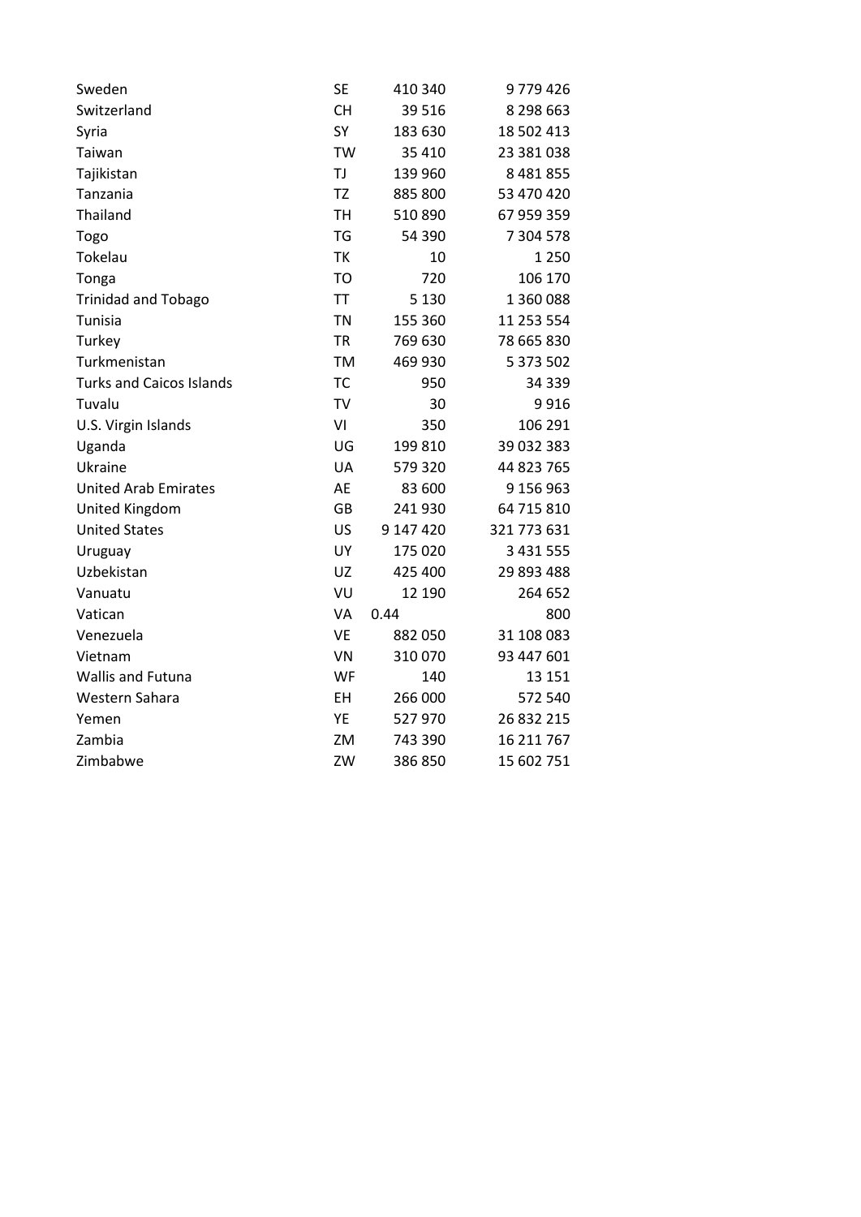| | | | |
|---|---|---|---|
| Sweden | SE | 410 340 | 9 779 426 |
| Switzerland | CH | 39 516 | 8 298 663 |
| Syria | SY | 183 630 | 18 502 413 |
| Taiwan | TW | 35 410 | 23 381 038 |
| Tajikistan | TJ | 139 960 | 8 481 855 |
| Tanzania | TZ | 885 800 | 53 470 420 |
| Thailand | TH | 510 890 | 67 959 359 |
| Togo | TG | 54 390 | 7 304 578 |
| Tokelau | TK | 10 | 1 250 |
| Tonga | TO | 720 | 106 170 |
| Trinidad and Tobago | TT | 5 130 | 1 360 088 |
| Tunisia | TN | 155 360 | 11 253 554 |
| Turkey | TR | 769 630 | 78 665 830 |
| Turkmenistan | TM | 469 930 | 5 373 502 |
| Turks and Caicos Islands | TC | 950 | 34 339 |
| Tuvalu | TV | 30 | 9 916 |
| U.S. Virgin Islands | VI | 350 | 106 291 |
| Uganda | UG | 199 810 | 39 032 383 |
| Ukraine | UA | 579 320 | 44 823 765 |
| United Arab Emirates | AE | 83 600 | 9 156 963 |
| United Kingdom | GB | 241 930 | 64 715 810 |
| United States | US | 9 147 420 | 321 773 631 |
| Uruguay | UY | 175 020 | 3 431 555 |
| Uzbekistan | UZ | 425 400 | 29 893 488 |
| Vanuatu | VU | 12 190 | 264 652 |
| Vatican | VA | 0.44 | 800 |
| Venezuela | VE | 882 050 | 31 108 083 |
| Vietnam | VN | 310 070 | 93 447 601 |
| Wallis and Futuna | WF | 140 | 13 151 |
| Western Sahara | EH | 266 000 | 572 540 |
| Yemen | YE | 527 970 | 26 832 215 |
| Zambia | ZM | 743 390 | 16 211 767 |
| Zimbabwe | ZW | 386 850 | 15 602 751 |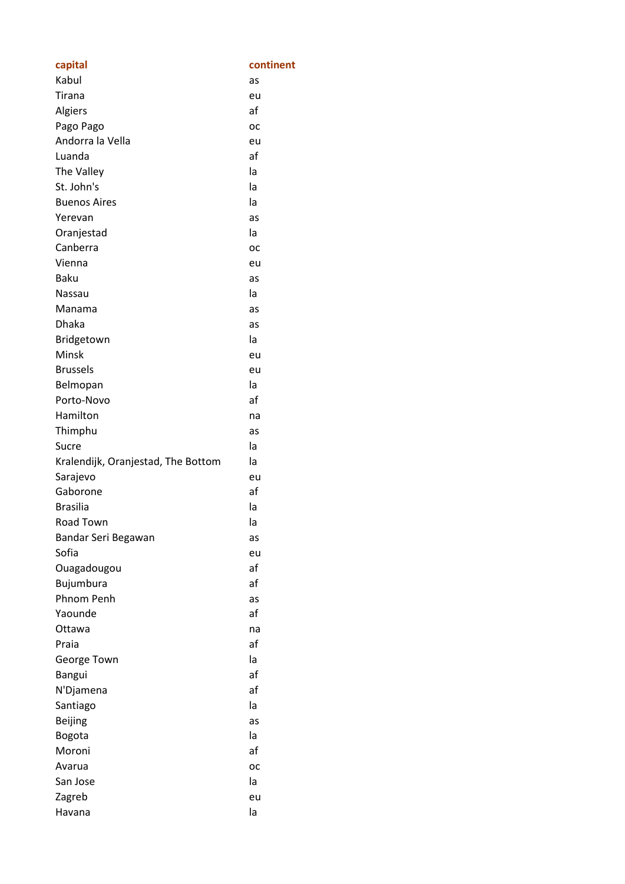| capital | continent |
|---|---|
| Kabul | as |
| Tirana | eu |
| Algiers | af |
| Pago Pago | oc |
| Andorra la Vella | eu |
| Luanda | af |
| The Valley | la |
| St. John's | la |
| Buenos Aires | la |
| Yerevan | as |
| Oranjestad | la |
| Canberra | oc |
| Vienna | eu |
| Baku | as |
| Nassau | la |
| Manama | as |
| Dhaka | as |
| Bridgetown | la |
| Minsk | eu |
| Brussels | eu |
| Belmopan | la |
| Porto-Novo | af |
| Hamilton | na |
| Thimphu | as |
| Sucre | la |
| Kralendijk, Oranjestad, The Bottom | la |
| Sarajevo | eu |
| Gaborone | af |
| Brasilia | la |
| Road Town | la |
| Bandar Seri Begawan | as |
| Sofia | eu |
| Ouagadougou | af |
| Bujumbura | af |
| Phnom Penh | as |
| Yaounde | af |
| Ottawa | na |
| Praia | af |
| George Town | la |
| Bangui | af |
| N'Djamena | af |
| Santiago | la |
| Beijing | as |
| Bogota | la |
| Moroni | af |
| Avarua | oc |
| San Jose | la |
| Zagreb | eu |
| Havana | la |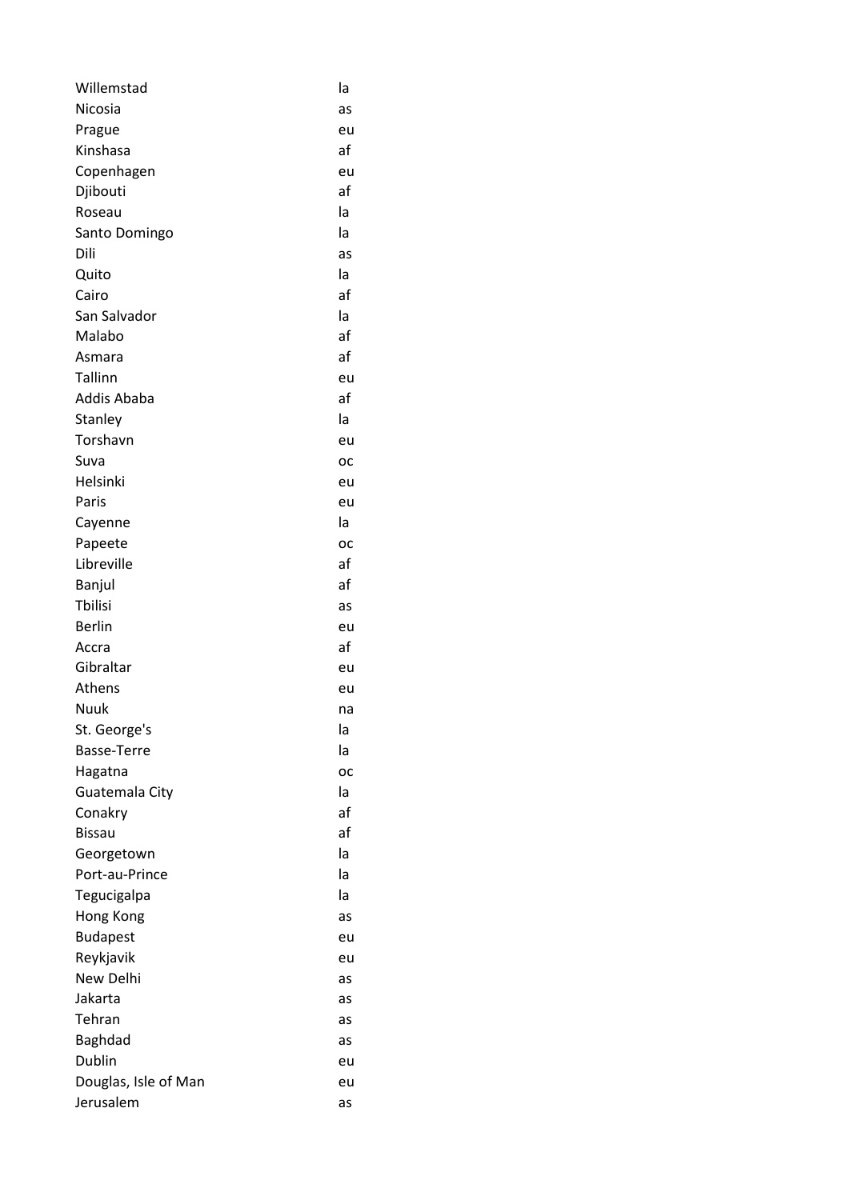| | |
|---|---|
| Willemstad | la |
| Nicosia | as |
| Prague | eu |
| Kinshasa | af |
| Copenhagen | eu |
| Djibouti | af |
| Roseau | la |
| Santo Domingo | la |
| Dili | as |
| Quito | la |
| Cairo | af |
| San Salvador | la |
| Malabo | af |
| Asmara | af |
| Tallinn | eu |
| Addis Ababa | af |
| Stanley | la |
| Torshavn | eu |
| Suva | oc |
| Helsinki | eu |
| Paris | eu |
| Cayenne | la |
| Papeete | oc |
| Libreville | af |
| Banjul | af |
| Tbilisi | as |
| Berlin | eu |
| Accra | af |
| Gibraltar | eu |
| Athens | eu |
| Nuuk | na |
| St. George's | la |
| Basse-Terre | la |
| Hagatna | oc |
| Guatemala City | la |
| Conakry | af |
| Bissau | af |
| Georgetown | la |
| Port-au-Prince | la |
| Tegucigalpa | la |
| Hong Kong | as |
| Budapest | eu |
| Reykjavik | eu |
| New Delhi | as |
| Jakarta | as |
| Tehran | as |
| Baghdad | as |
| Dublin | eu |
| Douglas, Isle of Man | eu |
| Jerusalem | as |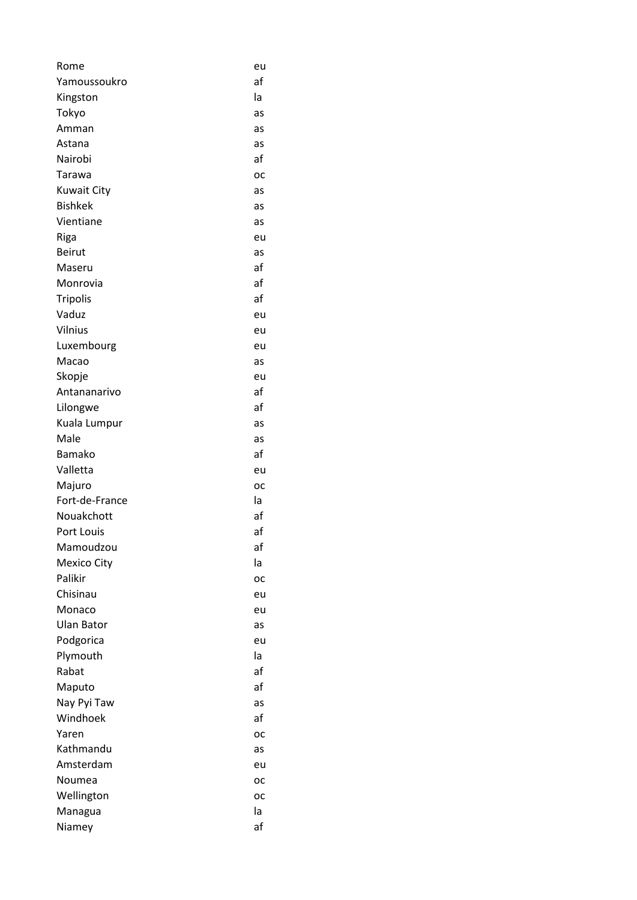| | |
|---|---|
| Rome | eu |
| Yamoussoukro | af |
| Kingston | la |
| Tokyo | as |
| Amman | as |
| Astana | as |
| Nairobi | af |
| Tarawa | oc |
| Kuwait City | as |
| Bishkek | as |
| Vientiane | as |
| Riga | eu |
| Beirut | as |
| Maseru | af |
| Monrovia | af |
| Tripolis | af |
| Vaduz | eu |
| Vilnius | eu |
| Luxembourg | eu |
| Macao | as |
| Skopje | eu |
| Antananarivo | af |
| Lilongwe | af |
| Kuala Lumpur | as |
| Male | as |
| Bamako | af |
| Valletta | eu |
| Majuro | oc |
| Fort-de-France | la |
| Nouakchott | af |
| Port Louis | af |
| Mamoudzou | af |
| Mexico City | la |
| Palikir | oc |
| Chisinau | eu |
| Monaco | eu |
| Ulan Bator | as |
| Podgorica | eu |
| Plymouth | la |
| Rabat | af |
| Maputo | af |
| Nay Pyi Taw | as |
| Windhoek | af |
| Yaren | oc |
| Kathmandu | as |
| Amsterdam | eu |
| Noumea | oc |
| Wellington | oc |
| Managua | la |
| Niamey | af |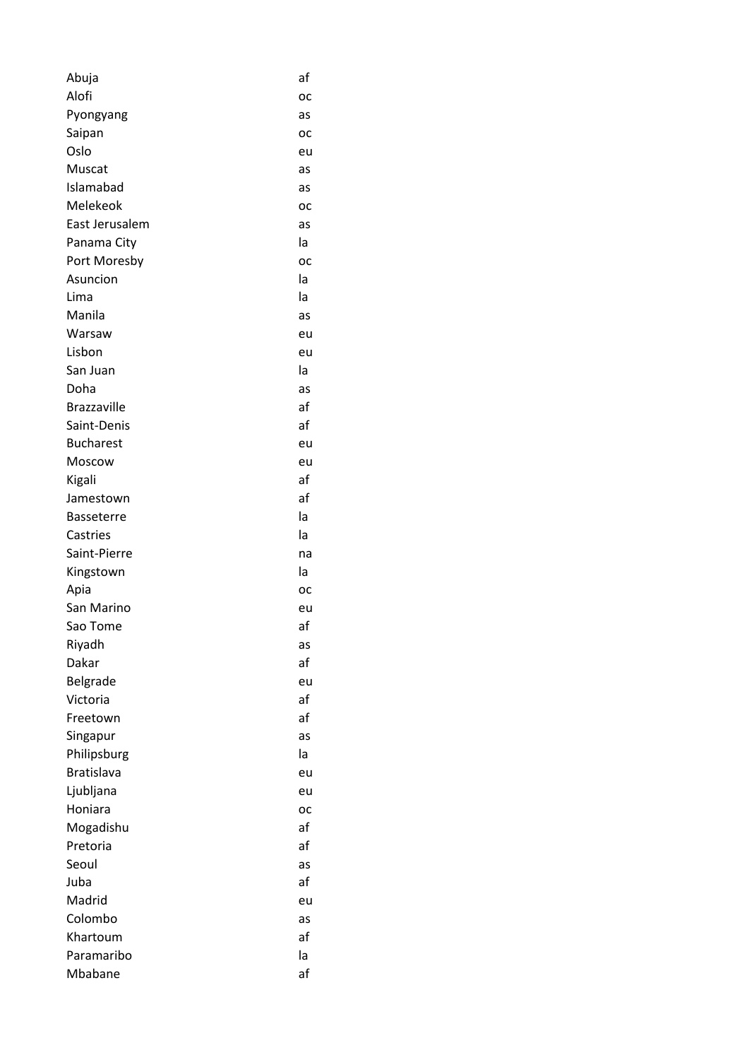| | |
|---|---|
| Abuja | af |
| Alofi | oc |
| Pyongyang | as |
| Saipan | oc |
| Oslo | eu |
| Muscat | as |
| Islamabad | as |
| Melekeok | oc |
| East Jerusalem | as |
| Panama City | la |
| Port Moresby | oc |
| Asuncion | la |
| Lima | la |
| Manila | as |
| Warsaw | eu |
| Lisbon | eu |
| San Juan | la |
| Doha | as |
| Brazzaville | af |
| Saint-Denis | af |
| Bucharest | eu |
| Moscow | eu |
| Kigali | af |
| Jamestown | af |
| Basseterre | la |
| Castries | la |
| Saint-Pierre | na |
| Kingstown | la |
| Apia | oc |
| San Marino | eu |
| Sao Tome | af |
| Riyadh | as |
| Dakar | af |
| Belgrade | eu |
| Victoria | af |
| Freetown | af |
| Singapur | as |
| Philipsburg | la |
| Bratislava | eu |
| Ljubljana | eu |
| Honiara | oc |
| Mogadishu | af |
| Pretoria | af |
| Seoul | as |
| Juba | af |
| Madrid | eu |
| Colombo | as |
| Khartoum | af |
| Paramaribo | la |
| Mbabane | af |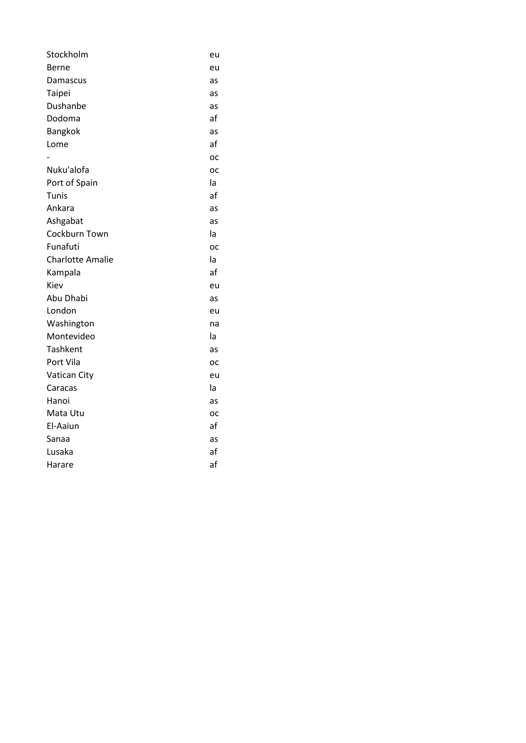| | |
|---|---|
| Stockholm | eu |
| Berne | eu |
| Damascus | as |
| Taipei | as |
| Dushanbe | as |
| Dodoma | af |
| Bangkok | as |
| Lome | af |
| - | oc |
| Nuku'alofa | oc |
| Port of Spain | la |
| Tunis | af |
| Ankara | as |
| Ashgabat | as |
| Cockburn Town | la |
| Funafuti | oc |
| Charlotte Amalie | la |
| Kampala | af |
| Kiev | eu |
| Abu Dhabi | as |
| London | eu |
| Washington | na |
| Montevideo | la |
| Tashkent | as |
| Port Vila | oc |
| Vatican City | eu |
| Caracas | la |
| Hanoi | as |
| Mata Utu | oc |
| El-Aaiun | af |
| Sanaa | as |
| Lusaka | af |
| Harare | af |